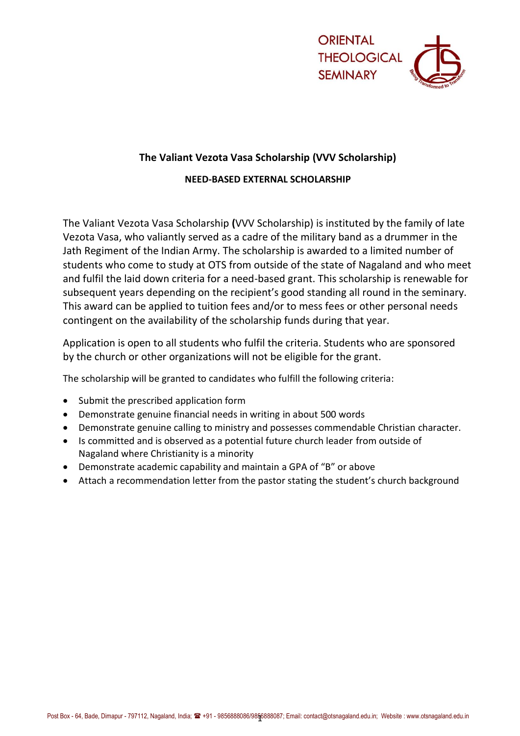ORIENTAL THEOLOGICAL SEMINARY

## The Valiant Vezota Vasa Scholarship (VVV Scholarship)

### NEED-BASED EXTERNAL SCHOLARSHIP

The Valiant Vezota Vasa Scholarship **(**VVV Scholarship) is instituted by the family of late Vezota Vasa, who valiantly served as a cadre of the military band as a drummer in the Jath Regiment of the Indian Army. The scholarship is awarded to a limited number of students who come to study at OTS from outside of the state of Nagaland and who meet and fulfil the laid down criteria for a need-based grant. This scholarship is renewable for subsequent years depending on the recipient's good standing all round in the seminary. This award can be applied to tuition fees and/or to mess fees or other personal needs contingent on the availability of the scholarship funds during that year.

Application is open to all students who fulfil the criteria. Students who are sponsored by the church or other organizations will not be eligible for the grant.

The scholarship will be granted to candidates who fulfill the following criteria:

- Submit the prescribed application form
- Demonstrate genuine financial needs in writing in about 500 words
- Demonstrate genuine calling to ministry and possesses commendable Christian character.
- Is committed and is observed as a potential future church leader from outside of Nagaland where Christianity is a minority
- Demonstrate academic capability and maintain a GPA of "B" or above
- Attach a recommendation letter from the pastor stating the student's church background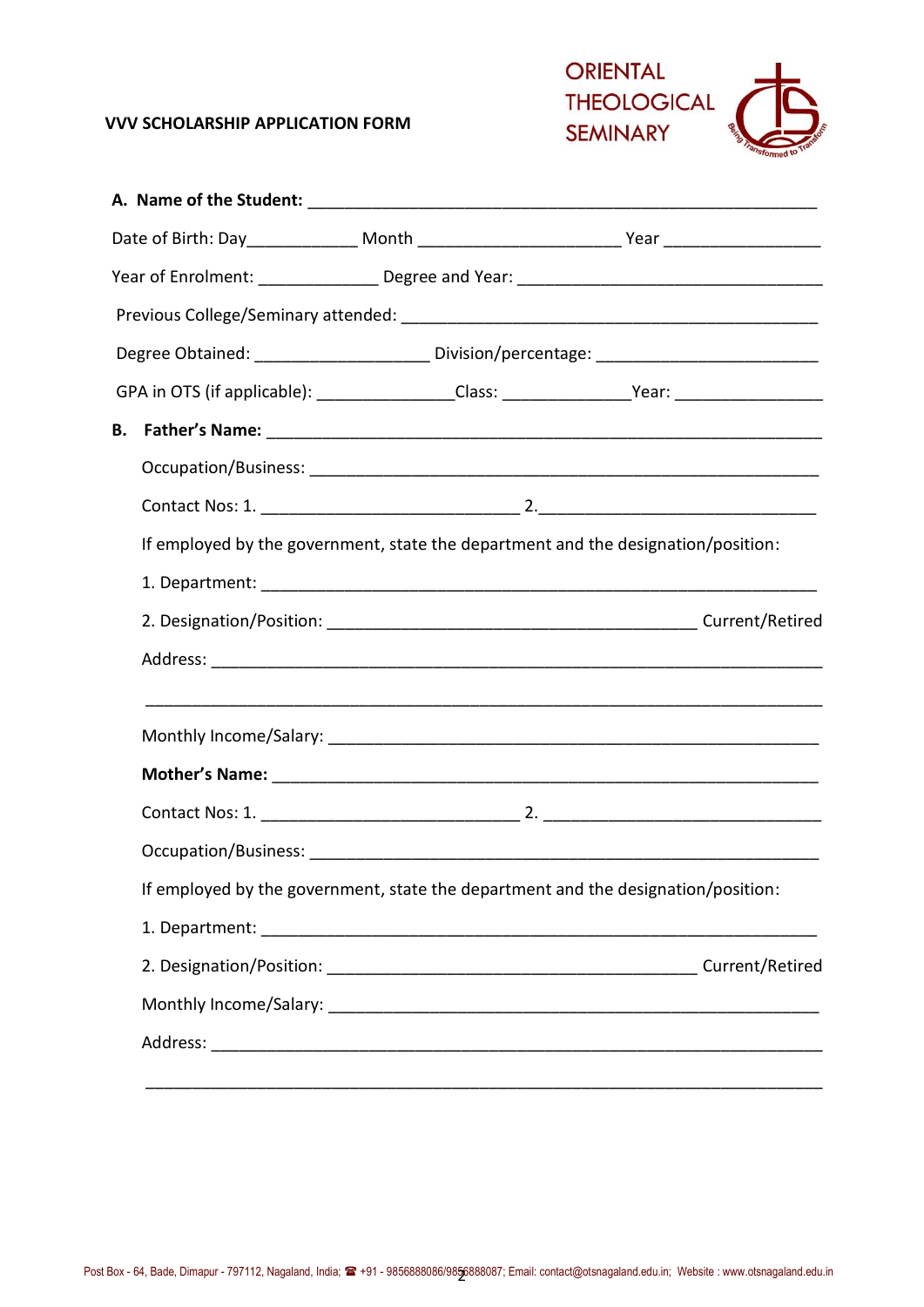**VVV SCHOLARSHIP APPLICATION FORM**

ORIENTAL THEOLOGICAL SEMINARY

**A. Name of the Student:** ___________________________________________________________

Date of Birth: Day____________ Month ______________________ Year _________________

Year of Enrolment: _____________ Degree and Year: _________________________________

Previous College/Seminary attended: _____________________________________________

Degree Obtained: ___________________ Division/percentage: ________________________

GPA in OTS (if applicable): _______________Class: ______________Year: ________________

**B. Father's Name:** ______________________________________________________________

Occupation/Business: ________________________________________________________

Contact Nos: 1. ____________________________ 2.______________________________

If employed by the government, state the department and the designation/position:

1. Department: ____________________________________________________________

2. Designation/Position: ________________________________________ Current/Retired

Address: __________________________________________________________________

__________________________________________________________________________

Monthly Income/Salary: ______________________________________________________

**Mother's Name:** ___________________________________________________________

Contact Nos: 1. ____________________________ 2. ______________________________

Occupation/Business: ________________________________________________________

If employed by the government, state the department and the designation/position:

1. Department: ____________________________________________________________

2. Designation/Position: ________________________________________ Current/Retired

Monthly Income/Salary: ______________________________________________________

Address: __________________________________________________________________

__________________________________________________________________________

Post Box - 64, Bade, Dimapur - 797112, Nagaland, India; ☎ +91 - 9856888086/9856888087; Email: contact@otsnagaland.edu.in; Website : www.otsnagaland.edu.in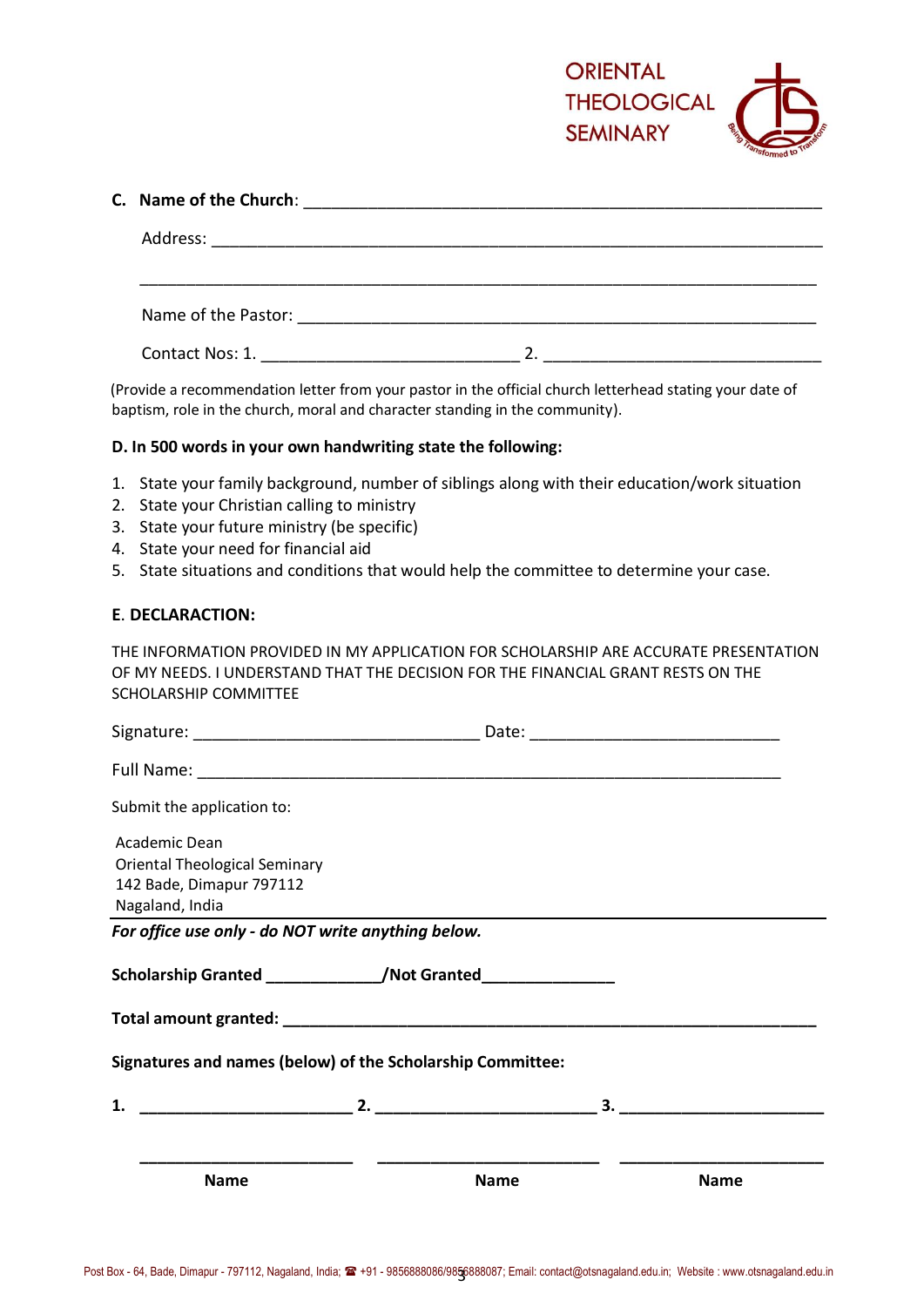ORIENTAL THEOLOGICAL SEMINARY

**C. Name of the Church**: ____________________________________________

Address: ____________________________________________

____________________________________________

Name of the Pastor: ____________________________________________

Contact Nos: 1. ________________________ 2. ________________________

(Provide a recommendation letter from your pastor in the official church letterhead stating your date of baptism, role in the church, moral and character standing in the community).

**D. In 500 words in your own handwriting state the following:**

1. State your family background, number of siblings along with their education/work situation
2. State your Christian calling to ministry
3. State your future ministry (be specific)
4. State your need for financial aid
5. State situations and conditions that would help the committee to determine your case.

**E. DECLARACTION:**

THE INFORMATION PROVIDED IN MY APPLICATION FOR SCHOLARSHIP ARE ACCURATE PRESENTATION OF MY NEEDS. I UNDERSTAND THAT THE DECISION FOR THE FINANCIAL GRANT RESTS ON THE SCHOLARSHIP COMMITTEE

Signature: ____________________________ Date: ________________________

Full Name: ____________________________________________

Submit the application to:

Academic Dean
Oriental Theological Seminary
142 Bade, Dimapur 797112
Nagaland, India

***For office use only - do NOT write anything below.***

**Scholarship Granted ____________/Not Granted______________**

**Total amount granted: ____________________________________________**

**Signatures and names (below) of the Scholarship Committee:**

**1.** ______________________ **2.** ______________________ **3.** ______________________

______________________ ______________________ ______________________

**Name** **Name** **Name**

Post Box - 64, Bade, Dimapur - 797112, Nagaland, India; ☎ +91 - 9856888086/9856888087; Email: contact@otsnagaland.edu.in; Website : www.otsnagaland.edu.in